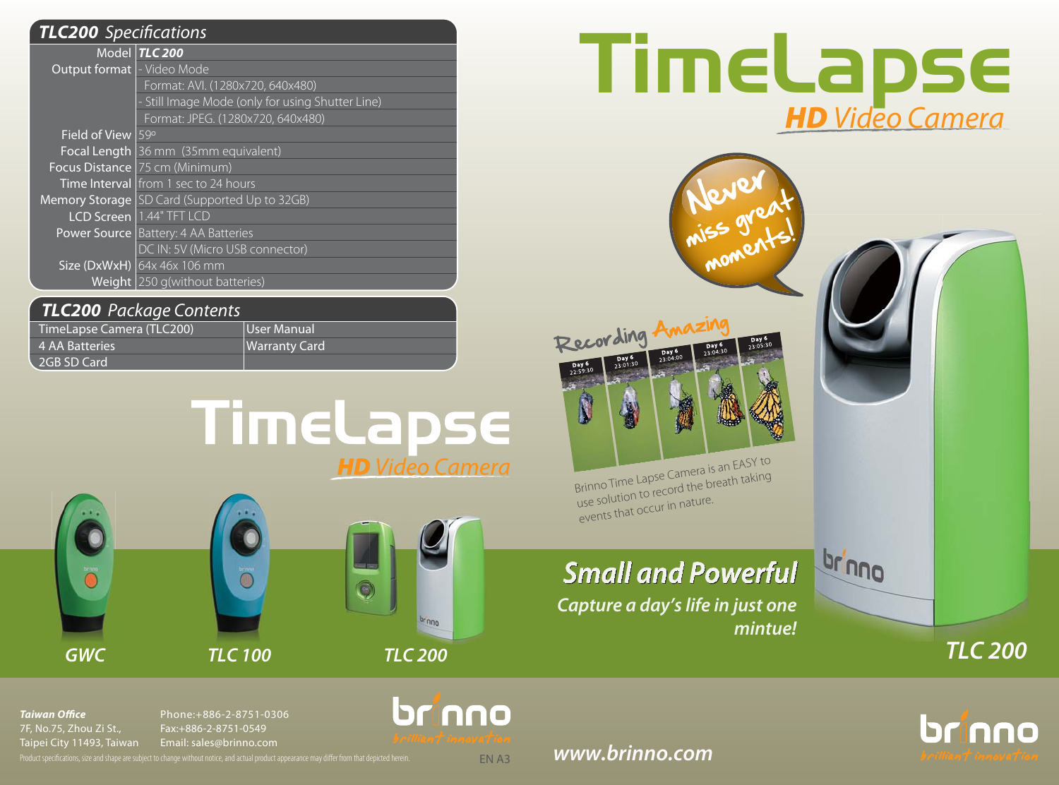## TLC200 Specifications

| Model | TLC 200 |
|---|---|
| Output format | - Video Mode |
| | Format: AVI. (1280x720, 640x480) |
| | - Still Image Mode (only for using Shutter Line) |
| | Format: JPEG. (1280x720, 640x480) |
| Field of View | 59º |
| Focal Length | 36 mm (35mm equivalent) |
| Focus Distance | 75 cm (Minimum) |
| Time Interval | from 1 sec to 24 hours |
| Memory Storage | SD Card (Supported Up to 32GB) |
| LCD Screen | 1.44" TFT LCD |
| Power Source | Battery: 4 AA Batteries |
| | DC IN: 5V (Micro USB connector) |
| Size (DxWxH) | 64x 46x 106 mm |
| Weight | 250 g(without batteries) |

## TLC200 Package Contents

| TimeLapse Camera (TLC200) | User Manual |
|---|---|
| 4 AA Batteries | Warranty Card |
| 2GB SD Card | |

# TimeLapse

## HD Video Camera

Never miss great moments!

Recording Amazing

Day 6 22:59:30 — Day 6 23:01:30 — Day 6 23:04:00 — Day 6 23:04:30 — Day 6 23:05:30

Brinno Time Lapse Camera is an EASY to use solution to record the breath taking events that occur in nature.

# TimeLapse

## HD Video Camera

GWC — TLC 100 — TLC 200

### Small and Powerful

*Capture a day's life in just one mintue!*

TLC 200

brinno

brilliant innovation

***Taiwan Office***
7F, No.75, Zhou Zi St.,
Taipei City 11493, Taiwan

Phone:+886-2-8751-0306
Fax:+886-2-8751-0549
Email: sales@brinno.com

Product specifications, size and shape are subject to change without notice, and actual product appearance may differ from that depicted herein.

EN A3

***www.brinno.com***

brinno

brilliant innovation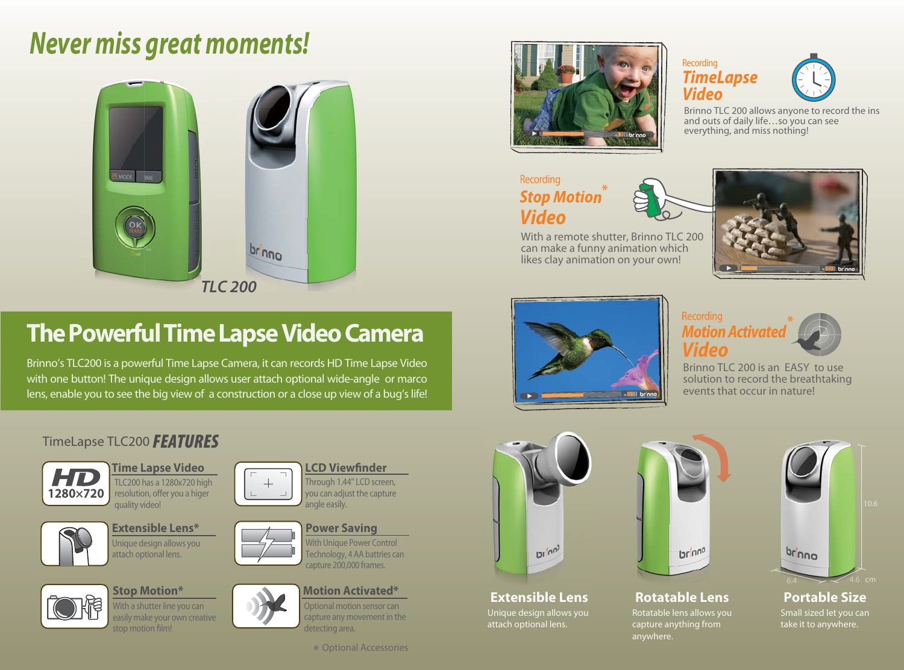# Never miss great moments!

TLC 200

## The Powerful Time Lapse Video Camera

Brinno's TLC200 is a powerful Time Lapse Camera, it can records HD Time Lapse Video with one button! The unique design allows user attach optional wide-angle or marco lens, enable you to see the big view of a construction or a close up view of a bug's life!

Recording
### TimeLapse Video

Brinno TLC 200 allows anyone to record the ins and outs of daily life…so you can see everything, and miss nothing!

Recording
### Stop Motion* Video

With a remote shutter, Brinno TLC 200 can make a funny animation which likes clay animation on your own!

Recording
### Motion Activated* Video

Brinno TLC 200 is an EASY to use solution to record the breathtaking events that occur in nature!

## TimeLapse TLC200 *FEATURES*

**Time Lapse Video**
HD 1280×720
TLC200 has a 1280x720 high resolution, offer you a higer quality video!

**LCD Viewfinder**
Through 1.44" LCD screen, you can adjust the capture angle easily.

**Extensible Lens***
Unique design allows you attach optional lens.

**Power Saving**
With Unique Power Control Technology, 4 AA battries can capture 200,000 frames.

**Stop Motion***
With a shutter line you can easily make your own creative stop motion film!

**Motion Activated***
Optional motion sensor can capture any movement in the detecting area.

* Optional Accessories

### Extensible Lens
Unique design allows you attach optional lens.

### Rotatable Lens
Rotatable lens allows you capture anything from anywhere.

### Portable Size
10.6
6.4
4.6 cm

Small sized let you can take it to anywhere.